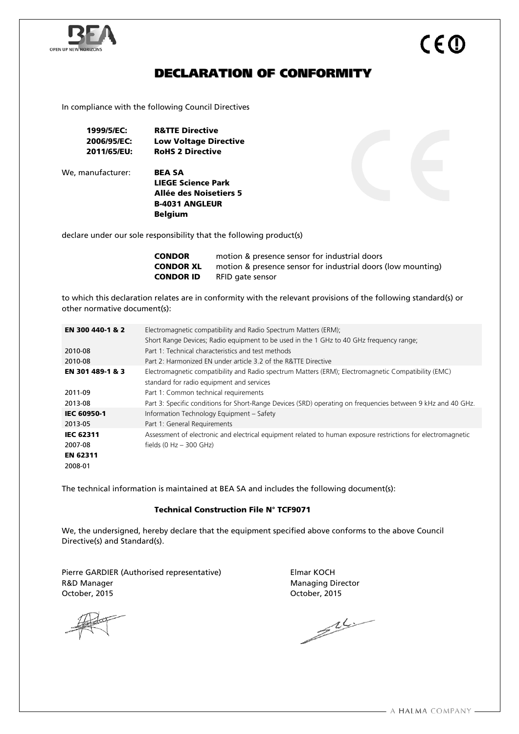# DECLARATION OF CONFORMITY

In compliance with the following Council Directives

| | |
|---|---|
| **1999/5/EC:** | **R&TTE Directive** |
| **2006/95/EC:** | **Low Voltage Directive** |
| **2011/65/EU:** | **RoHS 2 Directive** |

We, manufacturer: **BEA SA**
**LIEGE Science Park**
**Allée des Noisetiers 5**
**B-4031 ANGLEUR**
**Belgium**

declare under our sole responsibility that the following product(s)

| | |
|---|---|
| **CONDOR** | motion & presence sensor for industrial doors |
| **CONDOR XL** | motion & presence sensor for industrial doors (low mounting) |
| **CONDOR ID** | RFID gate sensor |

to which this declaration relates are in conformity with the relevant provisions of the following standard(s) or other normative document(s):

| | |
|---|---|
| **EN 300 440-1 & 2** | Electromagnetic compatibility and Radio Spectrum Matters (ERM); Short Range Devices; Radio equipment to be used in the 1 GHz to 40 GHz frequency range; |
| 2010-08 | Part 1: Technical characteristics and test methods |
| 2010-08 | Part 2: Harmonized EN under article 3.2 of the R&TTE Directive |
| **EN 301 489-1 & 3** | Electromagnetic compatibility and Radio spectrum Matters (ERM); Electromagnetic Compatibility (EMC) standard for radio equipment and services |
| 2011-09 | Part 1: Common technical requirements |
| 2013-08 | Part 3: Specific conditions for Short-Range Devices (SRD) operating on frequencies between 9 kHz and 40 GHz. |
| **IEC 60950-1** | Information Technology Equipment – Safety |
| 2013-05 | Part 1: General Requirements |
| **IEC 62311** 2007-08 **EN 62311** 2008-01 | Assessment of electronic and electrical equipment related to human exposure restrictions for electromagnetic fields (0 Hz – 300 GHz) |

The technical information is maintained at BEA SA and includes the following document(s):

**Technical Construction File N° TCF9071**

We, the undersigned, hereby declare that the equipment specified above conforms to the above Council Directive(s) and Standard(s).

Pierre GARDIER (Authorised representative)
R&D Manager
October, 2015

Elmar KOCH
Managing Director
October, 2015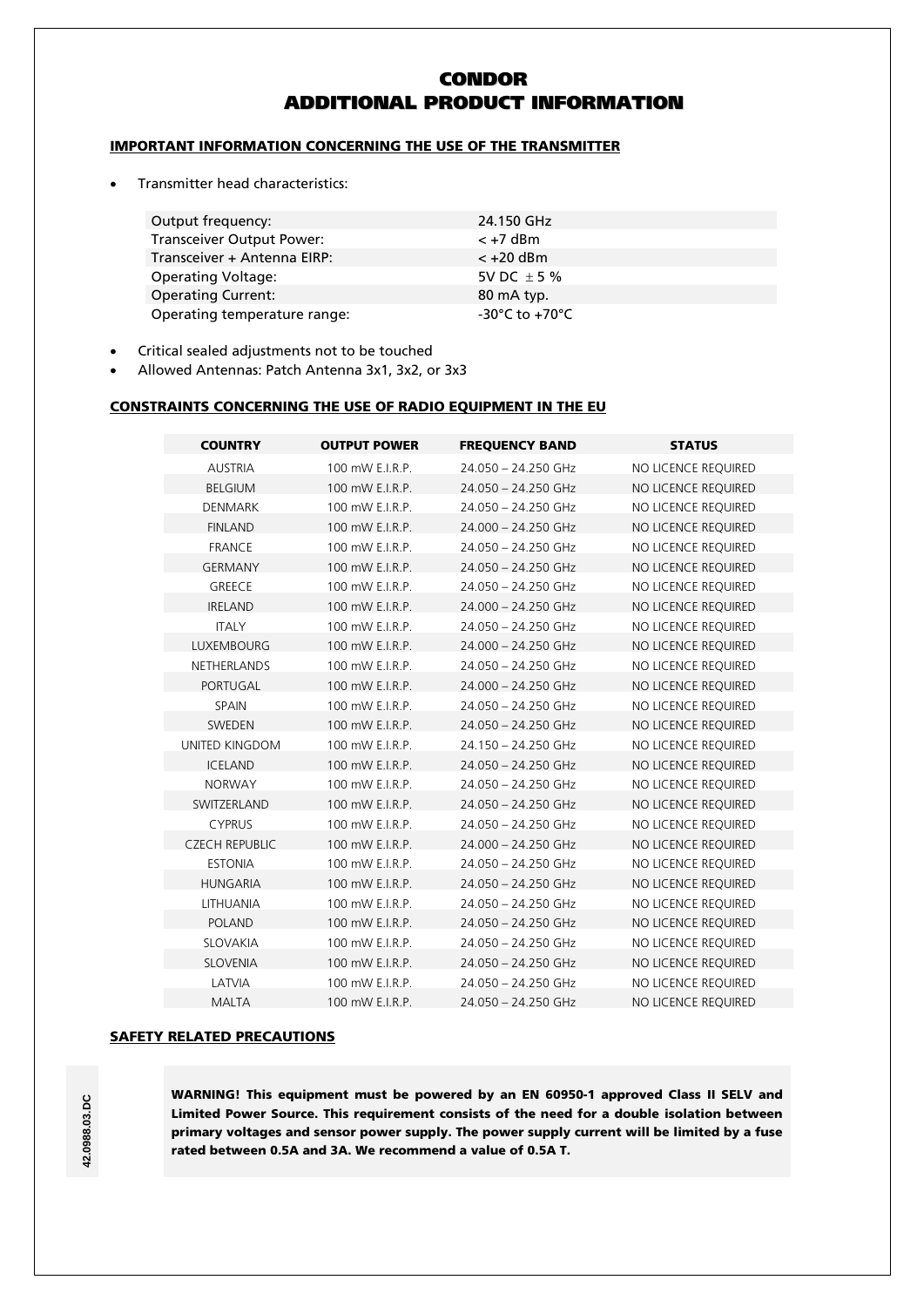# CONDOR
# ADDITIONAL PRODUCT INFORMATION

## IMPORTANT INFORMATION CONCERNING THE USE OF THE TRANSMITTER

- Transmitter head characteristics:

| | |
|---|---|
| Output frequency: | 24.150 GHz |
| Transceiver Output Power: | < +7 dBm |
| Transceiver + Antenna EIRP: | < +20 dBm |
| Operating Voltage: | 5V DC ± 5 % |
| Operating Current: | 80 mA typ. |
| Operating temperature range: | -30°C to +70°C |

- Critical sealed adjustments not to be touched
- Allowed Antennas: Patch Antenna 3x1, 3x2, or 3x3

## CONSTRAINTS CONCERNING THE USE OF RADIO EQUIPMENT IN THE EU

| COUNTRY | OUTPUT POWER | FREQUENCY BAND | STATUS |
|---|---|---|---|
| AUSTRIA | 100 mW E.I.R.P. | 24.050 – 24.250 GHz | NO LICENCE REQUIRED |
| BELGIUM | 100 mW E.I.R.P. | 24.050 – 24.250 GHz | NO LICENCE REQUIRED |
| DENMARK | 100 mW E.I.R.P. | 24.050 – 24.250 GHz | NO LICENCE REQUIRED |
| FINLAND | 100 mW E.I.R.P. | 24.000 – 24.250 GHz | NO LICENCE REQUIRED |
| FRANCE | 100 mW E.I.R.P. | 24.050 – 24.250 GHz | NO LICENCE REQUIRED |
| GERMANY | 100 mW E.I.R.P. | 24.050 – 24.250 GHz | NO LICENCE REQUIRED |
| GREECE | 100 mW E.I.R.P. | 24.050 – 24.250 GHz | NO LICENCE REQUIRED |
| IRELAND | 100 mW E.I.R.P. | 24.000 – 24.250 GHz | NO LICENCE REQUIRED |
| ITALY | 100 mW E.I.R.P. | 24.050 – 24.250 GHz | NO LICENCE REQUIRED |
| LUXEMBOURG | 100 mW E.I.R.P. | 24.000 – 24.250 GHz | NO LICENCE REQUIRED |
| NETHERLANDS | 100 mW E.I.R.P. | 24.050 – 24.250 GHz | NO LICENCE REQUIRED |
| PORTUGAL | 100 mW E.I.R.P. | 24.000 – 24.250 GHz | NO LICENCE REQUIRED |
| SPAIN | 100 mW E.I.R.P. | 24.050 – 24.250 GHz | NO LICENCE REQUIRED |
| SWEDEN | 100 mW E.I.R.P. | 24.050 – 24.250 GHz | NO LICENCE REQUIRED |
| UNITED KINGDOM | 100 mW E.I.R.P. | 24.150 – 24.250 GHz | NO LICENCE REQUIRED |
| ICELAND | 100 mW E.I.R.P. | 24.050 – 24.250 GHz | NO LICENCE REQUIRED |
| NORWAY | 100 mW E.I.R.P. | 24.050 – 24.250 GHz | NO LICENCE REQUIRED |
| SWITZERLAND | 100 mW E.I.R.P. | 24.050 – 24.250 GHz | NO LICENCE REQUIRED |
| CYPRUS | 100 mW E.I.R.P. | 24.050 – 24.250 GHz | NO LICENCE REQUIRED |
| CZECH REPUBLIC | 100 mW E.I.R.P. | 24.000 – 24.250 GHz | NO LICENCE REQUIRED |
| ESTONIA | 100 mW E.I.R.P. | 24.050 – 24.250 GHz | NO LICENCE REQUIRED |
| HUNGARIA | 100 mW E.I.R.P. | 24.050 – 24.250 GHz | NO LICENCE REQUIRED |
| LITHUANIA | 100 mW E.I.R.P. | 24.050 – 24.250 GHz | NO LICENCE REQUIRED |
| POLAND | 100 mW E.I.R.P. | 24.050 – 24.250 GHz | NO LICENCE REQUIRED |
| SLOVAKIA | 100 mW E.I.R.P. | 24.050 – 24.250 GHz | NO LICENCE REQUIRED |
| SLOVENIA | 100 mW E.I.R.P. | 24.050 – 24.250 GHz | NO LICENCE REQUIRED |
| LATVIA | 100 mW E.I.R.P. | 24.050 – 24.250 GHz | NO LICENCE REQUIRED |
| MALTA | 100 mW E.I.R.P. | 24.050 – 24.250 GHz | NO LICENCE REQUIRED |

## SAFETY RELATED PRECAUTIONS

**WARNING! This equipment must be powered by an EN 60950-1 approved Class II SELV and Limited Power Source. This requirement consists of the need for a double isolation between primary voltages and sensor power supply. The power supply current will be limited by a fuse rated between 0.5A and 3A. We recommend a value of 0.5A T.**

42.0988.03.DC